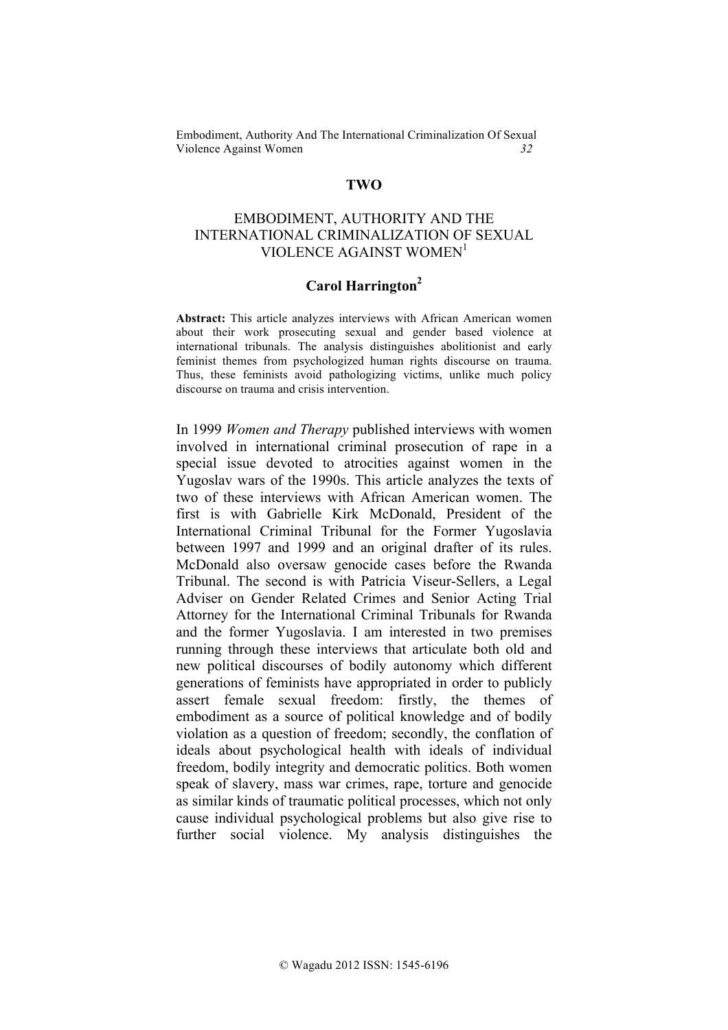## TWO

# EMBODIMENT, AUTHORITY AND THE INTERNATIONAL CRIMINALIZATION OF SEXUAL VIOLENCE AGAINST WOMEN[1]

**Carol Harrington[2]**

**Abstract:** This article analyzes interviews with African American women about their work prosecuting sexual and gender based violence at international tribunals. The analysis distinguishes abolitionist and early feminist themes from psychologized human rights discourse on trauma. Thus, these feminists avoid pathologizing victims, unlike much policy discourse on trauma and crisis intervention.

In 1999 *Women and Therapy* published interviews with women involved in international criminal prosecution of rape in a special issue devoted to atrocities against women in the Yugoslav wars of the 1990s. This article analyzes the texts of two of these interviews with African American women. The first is with Gabrielle Kirk McDonald, President of the International Criminal Tribunal for the Former Yugoslavia between 1997 and 1999 and an original drafter of its rules. McDonald also oversaw genocide cases before the Rwanda Tribunal. The second is with Patricia Viseur-Sellers, a Legal Adviser on Gender Related Crimes and Senior Acting Trial Attorney for the International Criminal Tribunals for Rwanda and the former Yugoslavia. I am interested in two premises running through these interviews that articulate both old and new political discourses of bodily autonomy which different generations of feminists have appropriated in order to publicly assert female sexual freedom: firstly, the themes of embodiment as a source of political knowledge and of bodily violation as a question of freedom; secondly, the conflation of ideals about psychological health with ideals of individual freedom, bodily integrity and democratic politics. Both women speak of slavery, mass war crimes, rape, torture and genocide as similar kinds of traumatic political processes, which not only cause individual psychological problems but also give rise to further social violence. My analysis distinguishes the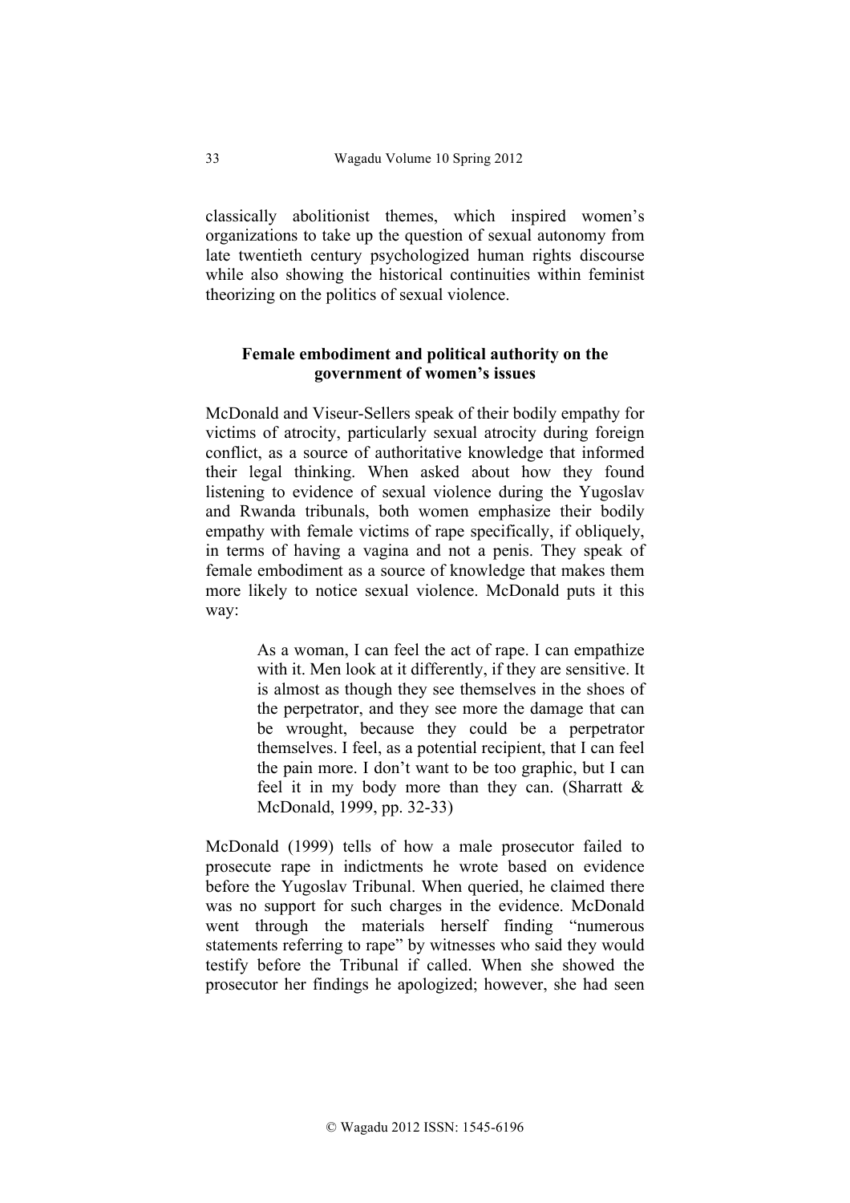classically abolitionist themes, which inspired women's organizations to take up the question of sexual autonomy from late twentieth century psychologized human rights discourse while also showing the historical continuities within feminist theorizing on the politics of sexual violence.

### Female embodiment and political authority on the government of women's issues

McDonald and Viseur-Sellers speak of their bodily empathy for victims of atrocity, particularly sexual atrocity during foreign conflict, as a source of authoritative knowledge that informed their legal thinking. When asked about how they found listening to evidence of sexual violence during the Yugoslav and Rwanda tribunals, both women emphasize their bodily empathy with female victims of rape specifically, if obliquely, in terms of having a vagina and not a penis. They speak of female embodiment as a source of knowledge that makes them more likely to notice sexual violence. McDonald puts it this way:

> As a woman, I can feel the act of rape. I can empathize with it. Men look at it differently, if they are sensitive. It is almost as though they see themselves in the shoes of the perpetrator, and they see more the damage that can be wrought, because they could be a perpetrator themselves. I feel, as a potential recipient, that I can feel the pain more. I don't want to be too graphic, but I can feel it in my body more than they can. (Sharratt & McDonald, 1999, pp. 32-33)

McDonald (1999) tells of how a male prosecutor failed to prosecute rape in indictments he wrote based on evidence before the Yugoslav Tribunal. When queried, he claimed there was no support for such charges in the evidence. McDonald went through the materials herself finding "numerous statements referring to rape" by witnesses who said they would testify before the Tribunal if called. When she showed the prosecutor her findings he apologized; however, she had seen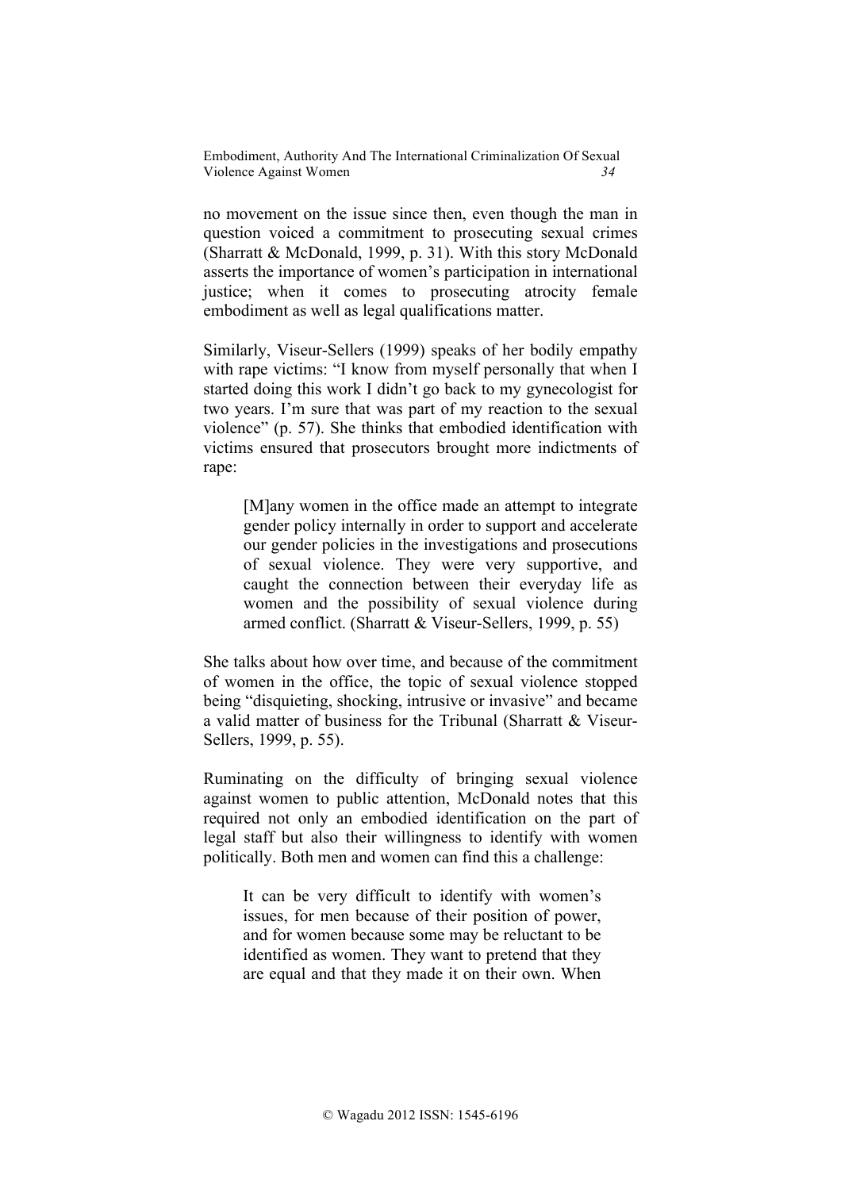no movement on the issue since then, even though the man in question voiced a commitment to prosecuting sexual crimes (Sharratt & McDonald, 1999, p. 31). With this story McDonald asserts the importance of women's participation in international justice; when it comes to prosecuting atrocity female embodiment as well as legal qualifications matter.

Similarly, Viseur-Sellers (1999) speaks of her bodily empathy with rape victims: "I know from myself personally that when I started doing this work I didn't go back to my gynecologist for two years. I'm sure that was part of my reaction to the sexual violence" (p. 57). She thinks that embodied identification with victims ensured that prosecutors brought more indictments of rape:

> [M]any women in the office made an attempt to integrate gender policy internally in order to support and accelerate our gender policies in the investigations and prosecutions of sexual violence. They were very supportive, and caught the connection between their everyday life as women and the possibility of sexual violence during armed conflict. (Sharratt & Viseur-Sellers, 1999, p. 55)

She talks about how over time, and because of the commitment of women in the office, the topic of sexual violence stopped being "disquieting, shocking, intrusive or invasive" and became a valid matter of business for the Tribunal (Sharratt & Viseur-Sellers, 1999, p. 55).

Ruminating on the difficulty of bringing sexual violence against women to public attention, McDonald notes that this required not only an embodied identification on the part of legal staff but also their willingness to identify with women politically. Both men and women can find this a challenge:

> It can be very difficult to identify with women's issues, for men because of their position of power, and for women because some may be reluctant to be identified as women. They want to pretend that they are equal and that they made it on their own. When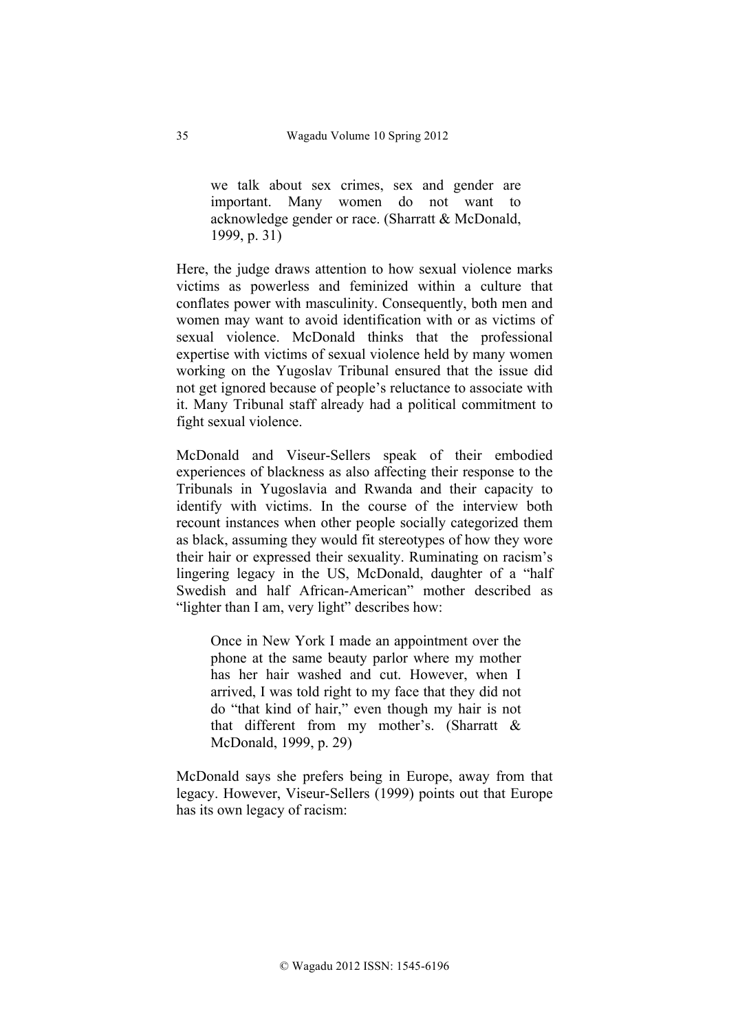> we talk about sex crimes, sex and gender are important. Many women do not want to acknowledge gender or race. (Sharratt & McDonald, 1999, p. 31)

Here, the judge draws attention to how sexual violence marks victims as powerless and feminized within a culture that conflates power with masculinity. Consequently, both men and women may want to avoid identification with or as victims of sexual violence. McDonald thinks that the professional expertise with victims of sexual violence held by many women working on the Yugoslav Tribunal ensured that the issue did not get ignored because of people's reluctance to associate with it. Many Tribunal staff already had a political commitment to fight sexual violence.

McDonald and Viseur-Sellers speak of their embodied experiences of blackness as also affecting their response to the Tribunals in Yugoslavia and Rwanda and their capacity to identify with victims. In the course of the interview both recount instances when other people socially categorized them as black, assuming they would fit stereotypes of how they wore their hair or expressed their sexuality. Ruminating on racism's lingering legacy in the US, McDonald, daughter of a "half Swedish and half African-American" mother described as "lighter than I am, very light" describes how:

> Once in New York I made an appointment over the phone at the same beauty parlor where my mother has her hair washed and cut. However, when I arrived, I was told right to my face that they did not do "that kind of hair," even though my hair is not that different from my mother's. (Sharratt & McDonald, 1999, p. 29)

McDonald says she prefers being in Europe, away from that legacy. However, Viseur-Sellers (1999) points out that Europe has its own legacy of racism: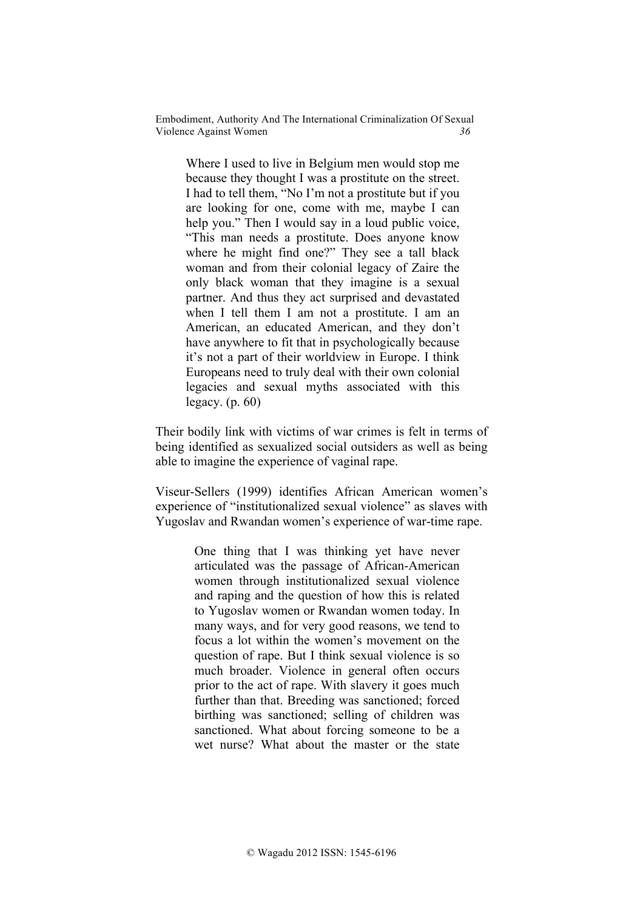> Where I used to live in Belgium men would stop me because they thought I was a prostitute on the street. I had to tell them, "No I'm not a prostitute but if you are looking for one, come with me, maybe I can help you." Then I would say in a loud public voice, "This man needs a prostitute. Does anyone know where he might find one?" They see a tall black woman and from their colonial legacy of Zaire the only black woman that they imagine is a sexual partner. And thus they act surprised and devastated when I tell them I am not a prostitute. I am an American, an educated American, and they don't have anywhere to fit that in psychologically because it's not a part of their worldview in Europe. I think Europeans need to truly deal with their own colonial legacies and sexual myths associated with this legacy. (p. 60)

Their bodily link with victims of war crimes is felt in terms of being identified as sexualized social outsiders as well as being able to imagine the experience of vaginal rape.

Viseur-Sellers (1999) identifies African American women's experience of "institutionalized sexual violence" as slaves with Yugoslav and Rwandan women's experience of war-time rape.

> One thing that I was thinking yet have never articulated was the passage of African-American women through institutionalized sexual violence and raping and the question of how this is related to Yugoslav women or Rwandan women today. In many ways, and for very good reasons, we tend to focus a lot within the women's movement on the question of rape. But I think sexual violence is so much broader. Violence in general often occurs prior to the act of rape. With slavery it goes much further than that. Breeding was sanctioned; forced birthing was sanctioned; selling of children was sanctioned. What about forcing someone to be a wet nurse? What about the master or the state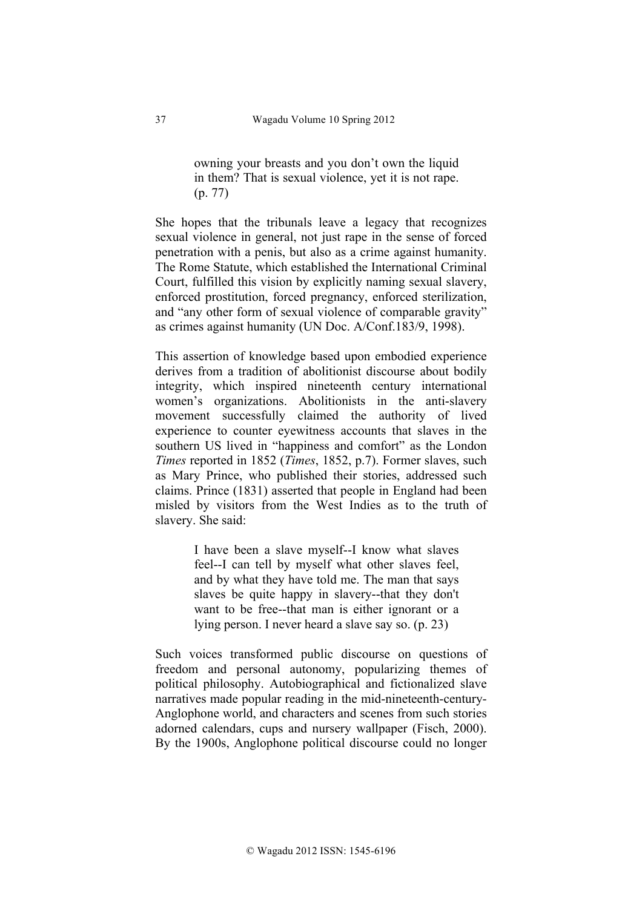> owning your breasts and you don't own the liquid in them? That is sexual violence, yet it is not rape. (p. 77)

She hopes that the tribunals leave a legacy that recognizes sexual violence in general, not just rape in the sense of forced penetration with a penis, but also as a crime against humanity. The Rome Statute, which established the International Criminal Court, fulfilled this vision by explicitly naming sexual slavery, enforced prostitution, forced pregnancy, enforced sterilization, and "any other form of sexual violence of comparable gravity" as crimes against humanity (UN Doc. A/Conf.183/9, 1998).

This assertion of knowledge based upon embodied experience derives from a tradition of abolitionist discourse about bodily integrity, which inspired nineteenth century international women's organizations. Abolitionists in the anti-slavery movement successfully claimed the authority of lived experience to counter eyewitness accounts that slaves in the southern US lived in "happiness and comfort" as the London *Times* reported in 1852 (*Times*, 1852, p.7). Former slaves, such as Mary Prince, who published their stories, addressed such claims. Prince (1831) asserted that people in England had been misled by visitors from the West Indies as to the truth of slavery. She said:

> I have been a slave myself--I know what slaves feel--I can tell by myself what other slaves feel, and by what they have told me. The man that says slaves be quite happy in slavery--that they don't want to be free--that man is either ignorant or a lying person. I never heard a slave say so. (p. 23)

Such voices transformed public discourse on questions of freedom and personal autonomy, popularizing themes of political philosophy. Autobiographical and fictionalized slave narratives made popular reading in the mid-nineteenth-century-Anglophone world, and characters and scenes from such stories adorned calendars, cups and nursery wallpaper (Fisch, 2000). By the 1900s, Anglophone political discourse could no longer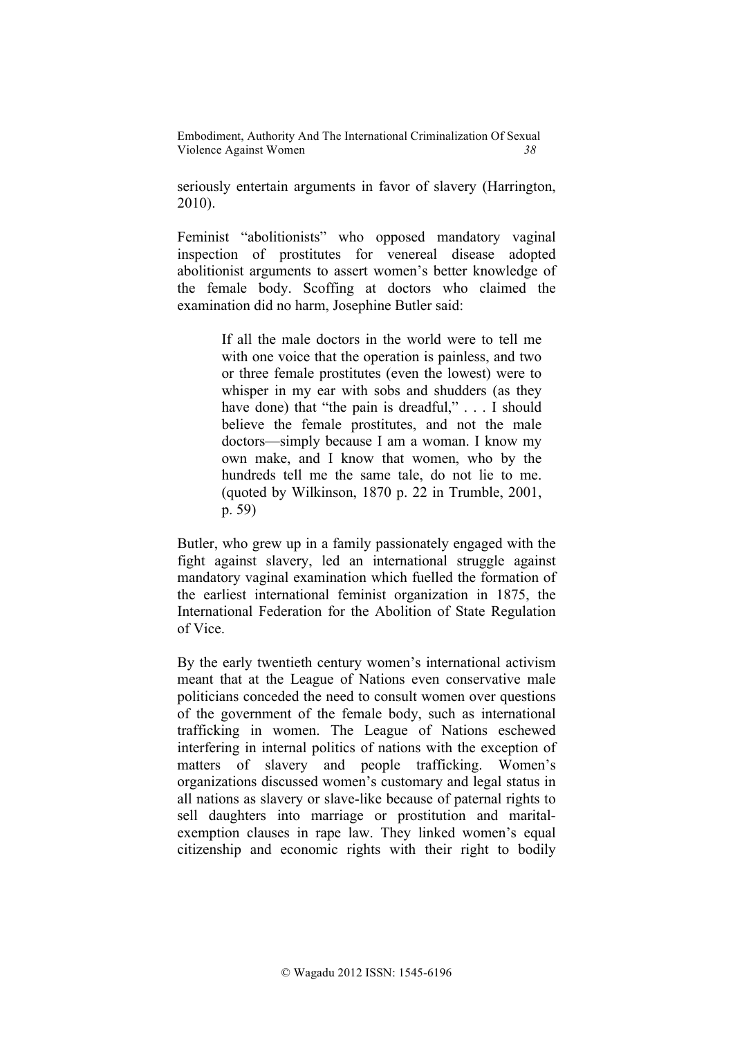seriously entertain arguments in favor of slavery (Harrington, 2010).

Feminist "abolitionists" who opposed mandatory vaginal inspection of prostitutes for venereal disease adopted abolitionist arguments to assert women's better knowledge of the female body. Scoffing at doctors who claimed the examination did no harm, Josephine Butler said:

> If all the male doctors in the world were to tell me with one voice that the operation is painless, and two or three female prostitutes (even the lowest) were to whisper in my ear with sobs and shudders (as they have done) that "the pain is dreadful," . . . I should believe the female prostitutes, and not the male doctors—simply because I am a woman. I know my own make, and I know that women, who by the hundreds tell me the same tale, do not lie to me. (quoted by Wilkinson, 1870 p. 22 in Trumble, 2001, p. 59)

Butler, who grew up in a family passionately engaged with the fight against slavery, led an international struggle against mandatory vaginal examination which fuelled the formation of the earliest international feminist organization in 1875, the International Federation for the Abolition of State Regulation of Vice.

By the early twentieth century women's international activism meant that at the League of Nations even conservative male politicians conceded the need to consult women over questions of the government of the female body, such as international trafficking in women. The League of Nations eschewed interfering in internal politics of nations with the exception of matters of slavery and people trafficking. Women's organizations discussed women's customary and legal status in all nations as slavery or slave-like because of paternal rights to sell daughters into marriage or prostitution and marital-exemption clauses in rape law. They linked women's equal citizenship and economic rights with their right to bodily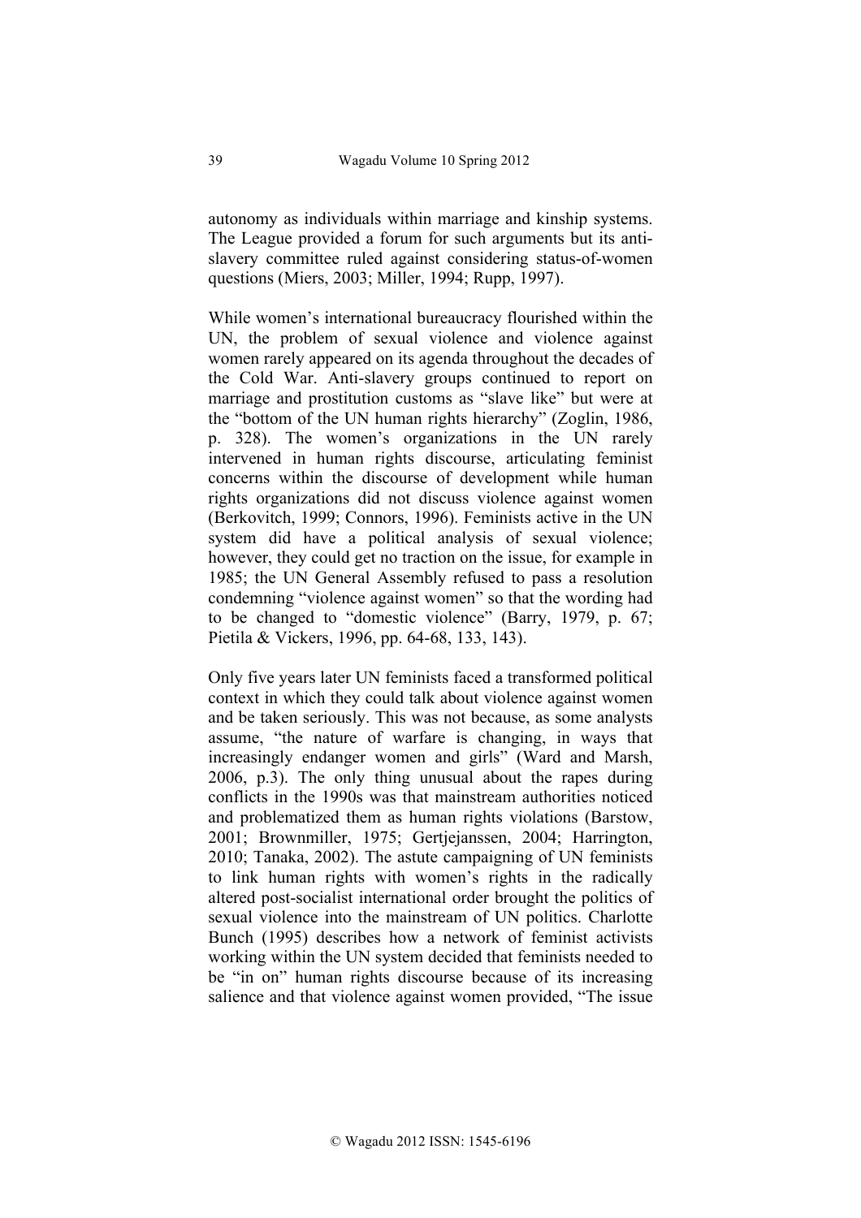autonomy as individuals within marriage and kinship systems. The League provided a forum for such arguments but its anti-slavery committee ruled against considering status-of-women questions (Miers, 2003; Miller, 1994; Rupp, 1997).

While women's international bureaucracy flourished within the UN, the problem of sexual violence and violence against women rarely appeared on its agenda throughout the decades of the Cold War. Anti-slavery groups continued to report on marriage and prostitution customs as "slave like" but were at the "bottom of the UN human rights hierarchy" (Zoglin, 1986, p. 328). The women's organizations in the UN rarely intervened in human rights discourse, articulating feminist concerns within the discourse of development while human rights organizations did not discuss violence against women (Berkovitch, 1999; Connors, 1996). Feminists active in the UN system did have a political analysis of sexual violence; however, they could get no traction on the issue, for example in 1985; the UN General Assembly refused to pass a resolution condemning "violence against women" so that the wording had to be changed to "domestic violence" (Barry, 1979, p. 67; Pietila & Vickers, 1996, pp. 64-68, 133, 143).

Only five years later UN feminists faced a transformed political context in which they could talk about violence against women and be taken seriously. This was not because, as some analysts assume, "the nature of warfare is changing, in ways that increasingly endanger women and girls" (Ward and Marsh, 2006, p.3). The only thing unusual about the rapes during conflicts in the 1990s was that mainstream authorities noticed and problematized them as human rights violations (Barstow, 2001; Brownmiller, 1975; Gertjejanssen, 2004; Harrington, 2010; Tanaka, 2002). The astute campaigning of UN feminists to link human rights with women's rights in the radically altered post-socialist international order brought the politics of sexual violence into the mainstream of UN politics. Charlotte Bunch (1995) describes how a network of feminist activists working within the UN system decided that feminists needed to be "in on" human rights discourse because of its increasing salience and that violence against women provided, "The issue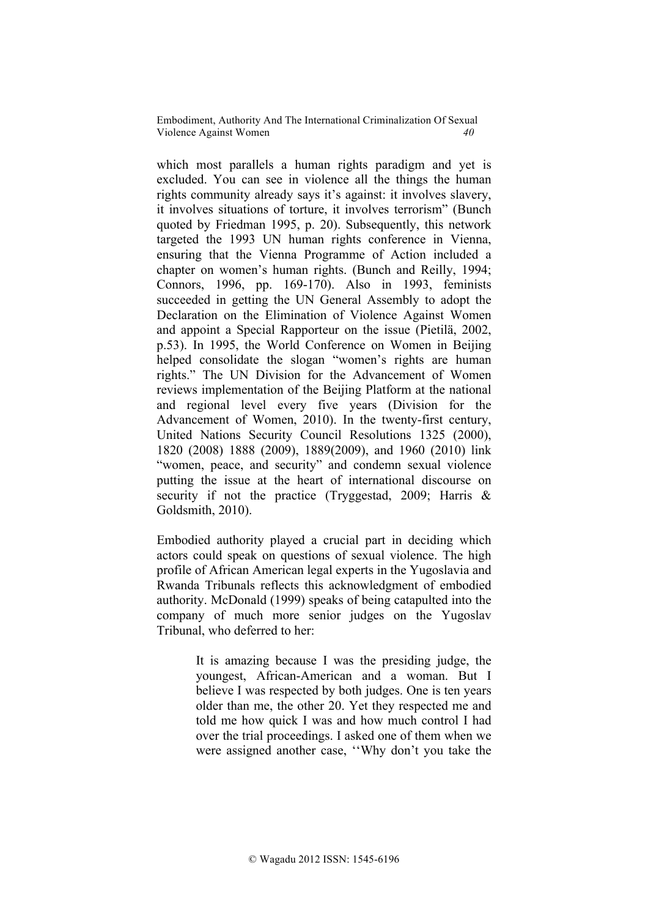which most parallels a human rights paradigm and yet is excluded. You can see in violence all the things the human rights community already says it's against: it involves slavery, it involves situations of torture, it involves terrorism" (Bunch quoted by Friedman 1995, p. 20). Subsequently, this network targeted the 1993 UN human rights conference in Vienna, ensuring that the Vienna Programme of Action included a chapter on women's human rights. (Bunch and Reilly, 1994; Connors, 1996, pp. 169-170). Also in 1993, feminists succeeded in getting the UN General Assembly to adopt the Declaration on the Elimination of Violence Against Women and appoint a Special Rapporteur on the issue (Pietilä, 2002, p.53). In 1995, the World Conference on Women in Beijing helped consolidate the slogan "women's rights are human rights." The UN Division for the Advancement of Women reviews implementation of the Beijing Platform at the national and regional level every five years (Division for the Advancement of Women, 2010). In the twenty-first century, United Nations Security Council Resolutions 1325 (2000), 1820 (2008) 1888 (2009), 1889(2009), and 1960 (2010) link "women, peace, and security" and condemn sexual violence putting the issue at the heart of international discourse on security if not the practice (Tryggestad, 2009; Harris & Goldsmith, 2010).

Embodied authority played a crucial part in deciding which actors could speak on questions of sexual violence. The high profile of African American legal experts in the Yugoslavia and Rwanda Tribunals reflects this acknowledgment of embodied authority. McDonald (1999) speaks of being catapulted into the company of much more senior judges on the Yugoslav Tribunal, who deferred to her:

> It is amazing because I was the presiding judge, the youngest, African-American and a woman. But I believe I was respected by both judges. One is ten years older than me, the other 20. Yet they respected me and told me how quick I was and how much control I had over the trial proceedings. I asked one of them when we were assigned another case, ''Why don't you take the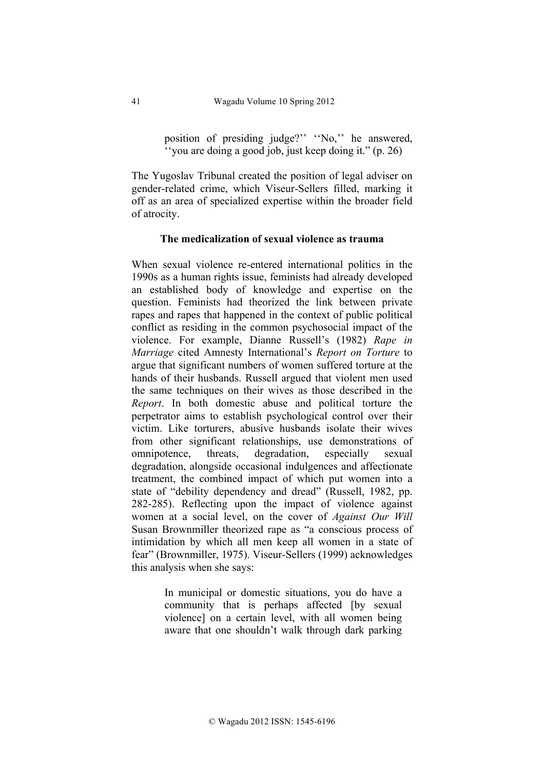> position of presiding judge?'' ''No,'' he answered, ''you are doing a good job, just keep doing it." (p. 26)

The Yugoslav Tribunal created the position of legal adviser on gender-related crime, which Viseur-Sellers filled, marking it off as an area of specialized expertise within the broader field of atrocity.

### The medicalization of sexual violence as trauma

When sexual violence re-entered international politics in the 1990s as a human rights issue, feminists had already developed an established body of knowledge and expertise on the question. Feminists had theorized the link between private rapes and rapes that happened in the context of public political conflict as residing in the common psychosocial impact of the violence. For example, Dianne Russell's (1982) *Rape in Marriage* cited Amnesty International's *Report on Torture* to argue that significant numbers of women suffered torture at the hands of their husbands. Russell argued that violent men used the same techniques on their wives as those described in the *Report*. In both domestic abuse and political torture the perpetrator aims to establish psychological control over their victim. Like torturers, abusive husbands isolate their wives from other significant relationships, use demonstrations of omnipotence, threats, degradation, especially sexual degradation, alongside occasional indulgences and affectionate treatment, the combined impact of which put women into a state of "debility dependency and dread" (Russell, 1982, pp. 282-285). Reflecting upon the impact of violence against women at a social level, on the cover of *Against Our Will* Susan Brownmiller theorized rape as "a conscious process of intimidation by which all men keep all women in a state of fear" (Brownmiller, 1975). Viseur-Sellers (1999) acknowledges this analysis when she says:

> In municipal or domestic situations, you do have a community that is perhaps affected [by sexual violence] on a certain level, with all women being aware that one shouldn't walk through dark parking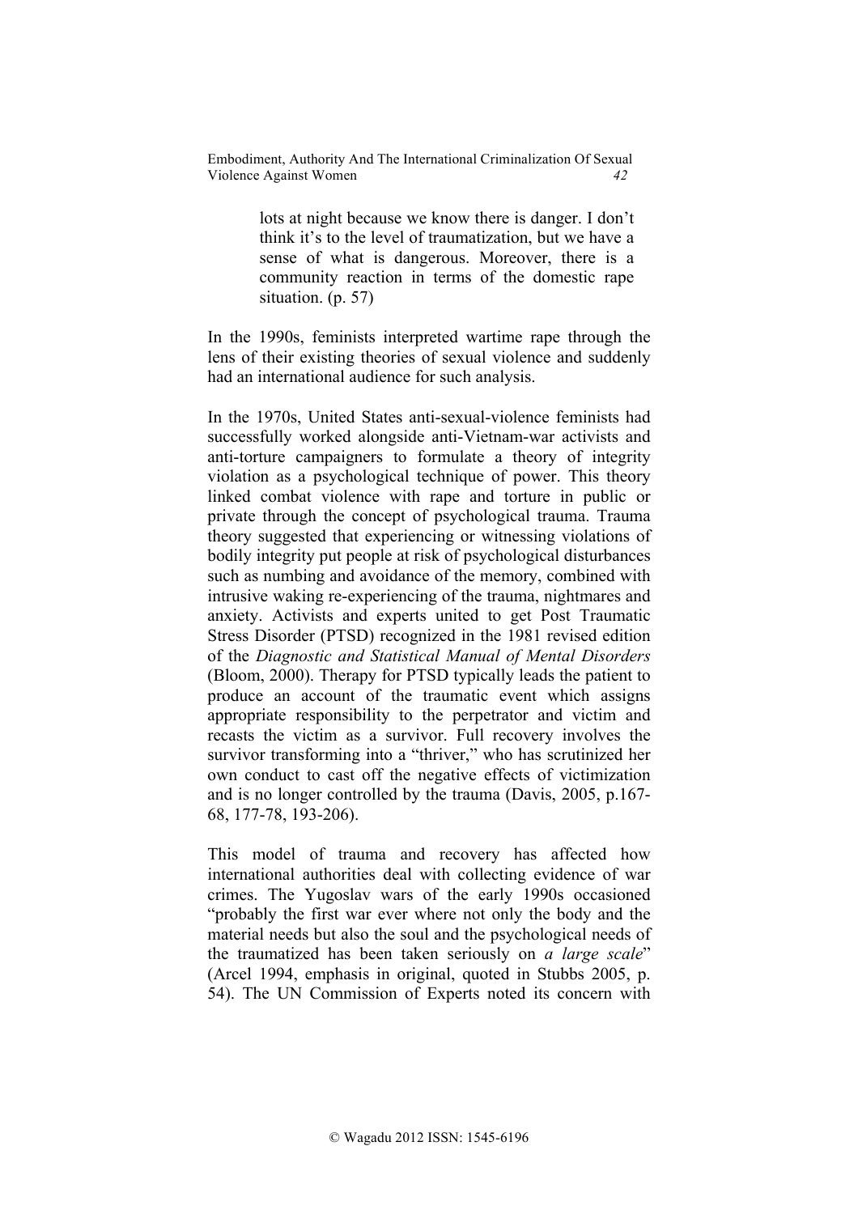> lots at night because we know there is danger. I don't think it's to the level of traumatization, but we have a sense of what is dangerous. Moreover, there is a community reaction in terms of the domestic rape situation. (p. 57)

In the 1990s, feminists interpreted wartime rape through the lens of their existing theories of sexual violence and suddenly had an international audience for such analysis.

In the 1970s, United States anti-sexual-violence feminists had successfully worked alongside anti-Vietnam-war activists and anti-torture campaigners to formulate a theory of integrity violation as a psychological technique of power. This theory linked combat violence with rape and torture in public or private through the concept of psychological trauma. Trauma theory suggested that experiencing or witnessing violations of bodily integrity put people at risk of psychological disturbances such as numbing and avoidance of the memory, combined with intrusive waking re-experiencing of the trauma, nightmares and anxiety. Activists and experts united to get Post Traumatic Stress Disorder (PTSD) recognized in the 1981 revised edition of the *Diagnostic and Statistical Manual of Mental Disorders* (Bloom, 2000). Therapy for PTSD typically leads the patient to produce an account of the traumatic event which assigns appropriate responsibility to the perpetrator and victim and recasts the victim as a survivor. Full recovery involves the survivor transforming into a "thriver," who has scrutinized her own conduct to cast off the negative effects of victimization and is no longer controlled by the trauma (Davis, 2005, p.167-68, 177-78, 193-206).

This model of trauma and recovery has affected how international authorities deal with collecting evidence of war crimes. The Yugoslav wars of the early 1990s occasioned "probably the first war ever where not only the body and the material needs but also the soul and the psychological needs of the traumatized has been taken seriously on *a large scale*" (Arcel 1994, emphasis in original, quoted in Stubbs 2005, p. 54). The UN Commission of Experts noted its concern with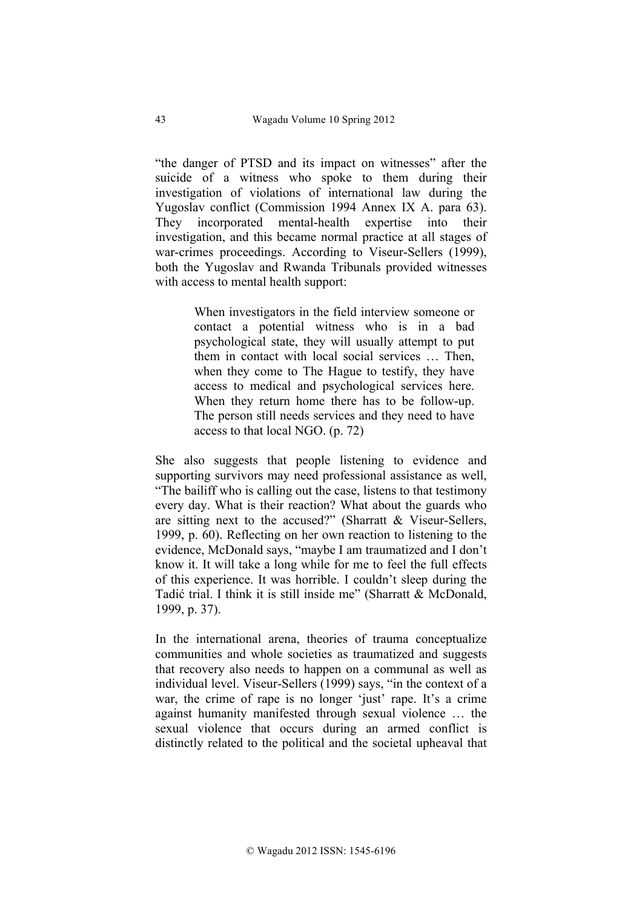"the danger of PTSD and its impact on witnesses" after the suicide of a witness who spoke to them during their investigation of violations of international law during the Yugoslav conflict (Commission 1994 Annex IX A. para 63). They incorporated mental-health expertise into their investigation, and this became normal practice at all stages of war-crimes proceedings. According to Viseur-Sellers (1999), both the Yugoslav and Rwanda Tribunals provided witnesses with access to mental health support:

> When investigators in the field interview someone or contact a potential witness who is in a bad psychological state, they will usually attempt to put them in contact with local social services … Then, when they come to The Hague to testify, they have access to medical and psychological services here. When they return home there has to be follow-up. The person still needs services and they need to have access to that local NGO. (p. 72)

She also suggests that people listening to evidence and supporting survivors may need professional assistance as well, "The bailiff who is calling out the case, listens to that testimony every day. What is their reaction? What about the guards who are sitting next to the accused?" (Sharratt & Viseur-Sellers, 1999, p. 60). Reflecting on her own reaction to listening to the evidence, McDonald says, "maybe I am traumatized and I don't know it. It will take a long while for me to feel the full effects of this experience. It was horrible. I couldn't sleep during the Tadić trial. I think it is still inside me" (Sharratt & McDonald, 1999, p. 37).

In the international arena, theories of trauma conceptualize communities and whole societies as traumatized and suggests that recovery also needs to happen on a communal as well as individual level. Viseur-Sellers (1999) says, "in the context of a war, the crime of rape is no longer 'just' rape. It's a crime against humanity manifested through sexual violence … the sexual violence that occurs during an armed conflict is distinctly related to the political and the societal upheaval that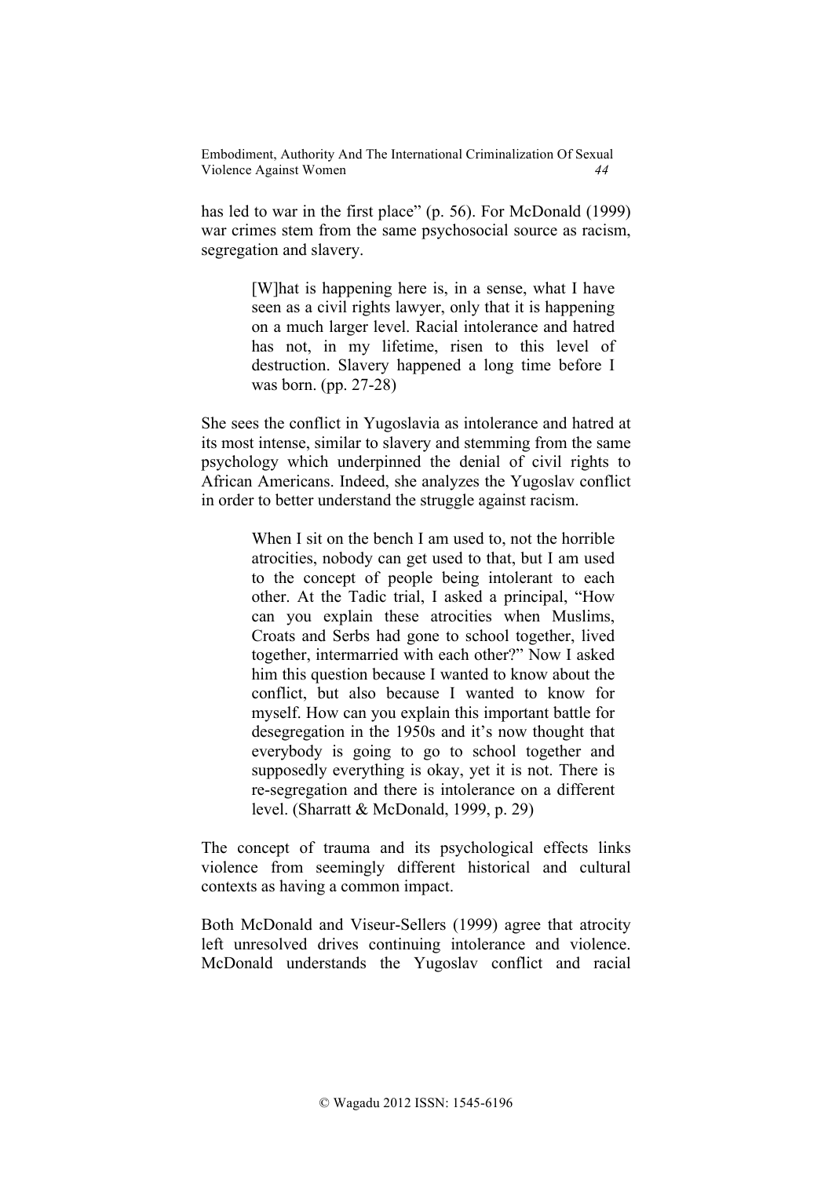has led to war in the first place" (p. 56). For McDonald (1999) war crimes stem from the same psychosocial source as racism, segregation and slavery.

> [W]hat is happening here is, in a sense, what I have seen as a civil rights lawyer, only that it is happening on a much larger level. Racial intolerance and hatred has not, in my lifetime, risen to this level of destruction. Slavery happened a long time before I was born. (pp. 27-28)

She sees the conflict in Yugoslavia as intolerance and hatred at its most intense, similar to slavery and stemming from the same psychology which underpinned the denial of civil rights to African Americans. Indeed, she analyzes the Yugoslav conflict in order to better understand the struggle against racism.

> When I sit on the bench I am used to, not the horrible atrocities, nobody can get used to that, but I am used to the concept of people being intolerant to each other. At the Tadic trial, I asked a principal, "How can you explain these atrocities when Muslims, Croats and Serbs had gone to school together, lived together, intermarried with each other?" Now I asked him this question because I wanted to know about the conflict, but also because I wanted to know for myself. How can you explain this important battle for desegregation in the 1950s and it's now thought that everybody is going to go to school together and supposedly everything is okay, yet it is not. There is re-segregation and there is intolerance on a different level. (Sharratt & McDonald, 1999, p. 29)

The concept of trauma and its psychological effects links violence from seemingly different historical and cultural contexts as having a common impact.

Both McDonald and Viseur-Sellers (1999) agree that atrocity left unresolved drives continuing intolerance and violence. McDonald understands the Yugoslav conflict and racial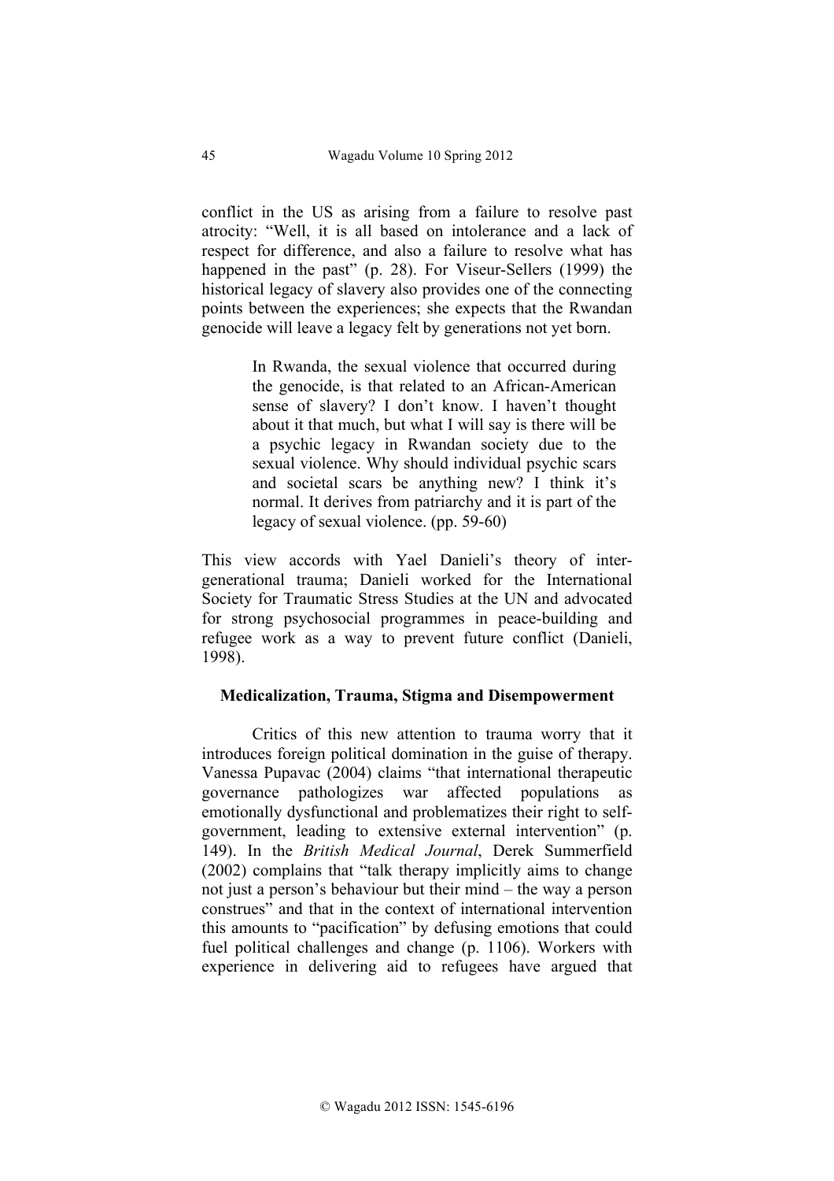conflict in the US as arising from a failure to resolve past atrocity: "Well, it is all based on intolerance and a lack of respect for difference, and also a failure to resolve what has happened in the past" (p. 28). For Viseur-Sellers (1999) the historical legacy of slavery also provides one of the connecting points between the experiences; she expects that the Rwandan genocide will leave a legacy felt by generations not yet born.

> In Rwanda, the sexual violence that occurred during the genocide, is that related to an African-American sense of slavery? I don't know. I haven't thought about it that much, but what I will say is there will be a psychic legacy in Rwandan society due to the sexual violence. Why should individual psychic scars and societal scars be anything new? I think it's normal. It derives from patriarchy and it is part of the legacy of sexual violence. (pp. 59-60)

This view accords with Yael Danieli's theory of inter-generational trauma; Danieli worked for the International Society for Traumatic Stress Studies at the UN and advocated for strong psychosocial programmes in peace-building and refugee work as a way to prevent future conflict (Danieli, 1998).

## Medicalization, Trauma, Stigma and Disempowerment

Critics of this new attention to trauma worry that it introduces foreign political domination in the guise of therapy. Vanessa Pupavac (2004) claims "that international therapeutic governance pathologizes war affected populations as emotionally dysfunctional and problematizes their right to self-government, leading to extensive external intervention" (p. 149). In the *British Medical Journal*, Derek Summerfield (2002) complains that "talk therapy implicitly aims to change not just a person's behaviour but their mind – the way a person construes" and that in the context of international intervention this amounts to "pacification" by defusing emotions that could fuel political challenges and change (p. 1106). Workers with experience in delivering aid to refugees have argued that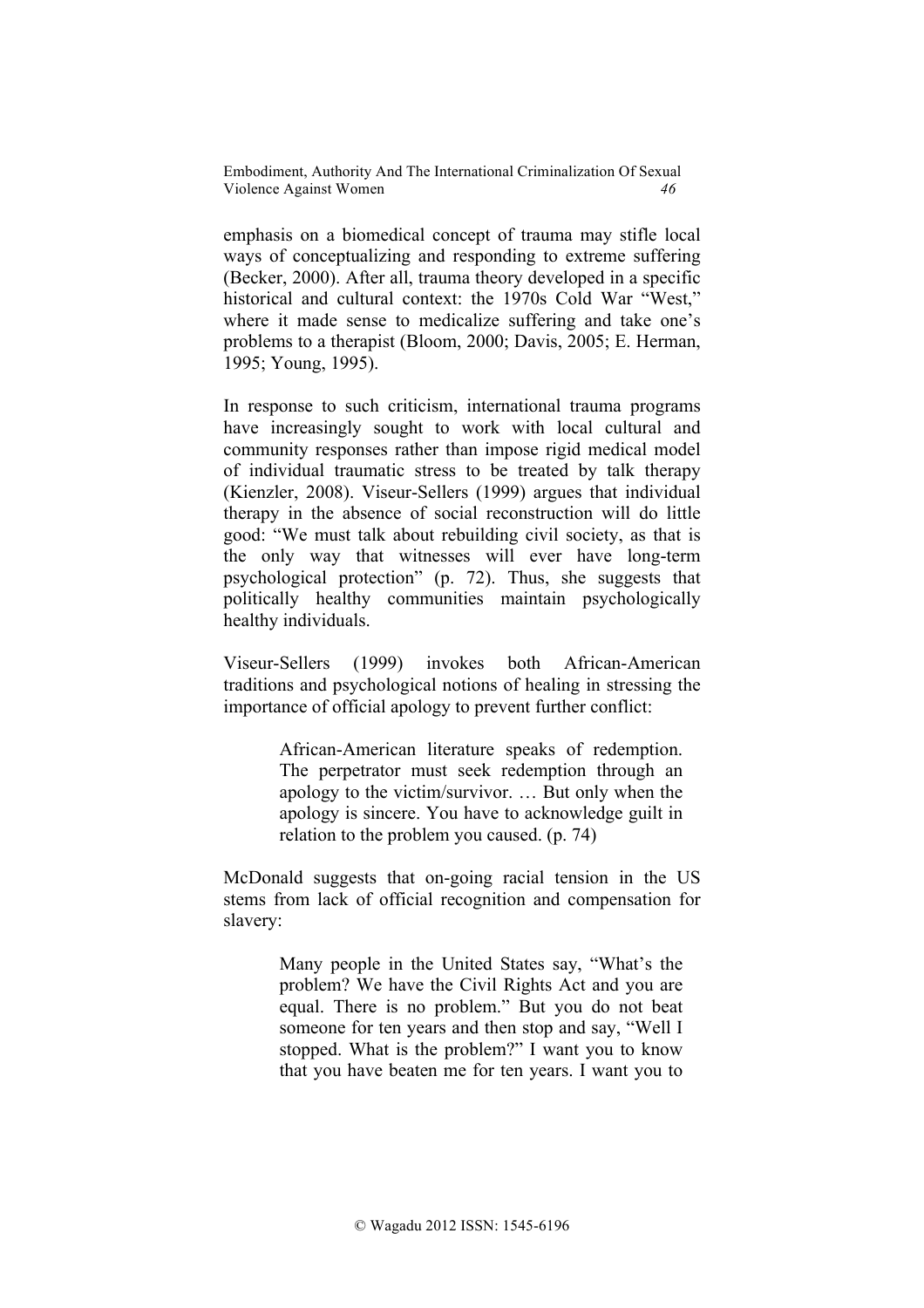emphasis on a biomedical concept of trauma may stifle local ways of conceptualizing and responding to extreme suffering (Becker, 2000). After all, trauma theory developed in a specific historical and cultural context: the 1970s Cold War "West," where it made sense to medicalize suffering and take one's problems to a therapist (Bloom, 2000; Davis, 2005; E. Herman, 1995; Young, 1995).

In response to such criticism, international trauma programs have increasingly sought to work with local cultural and community responses rather than impose rigid medical model of individual traumatic stress to be treated by talk therapy (Kienzler, 2008). Viseur-Sellers (1999) argues that individual therapy in the absence of social reconstruction will do little good: "We must talk about rebuilding civil society, as that is the only way that witnesses will ever have long-term psychological protection" (p. 72). Thus, she suggests that politically healthy communities maintain psychologically healthy individuals.

Viseur-Sellers (1999) invokes both African-American traditions and psychological notions of healing in stressing the importance of official apology to prevent further conflict:

> African-American literature speaks of redemption. The perpetrator must seek redemption through an apology to the victim/survivor. … But only when the apology is sincere. You have to acknowledge guilt in relation to the problem you caused. (p. 74)

McDonald suggests that on-going racial tension in the US stems from lack of official recognition and compensation for slavery:

> Many people in the United States say, "What's the problem? We have the Civil Rights Act and you are equal. There is no problem." But you do not beat someone for ten years and then stop and say, "Well I stopped. What is the problem?" I want you to know that you have beaten me for ten years. I want you to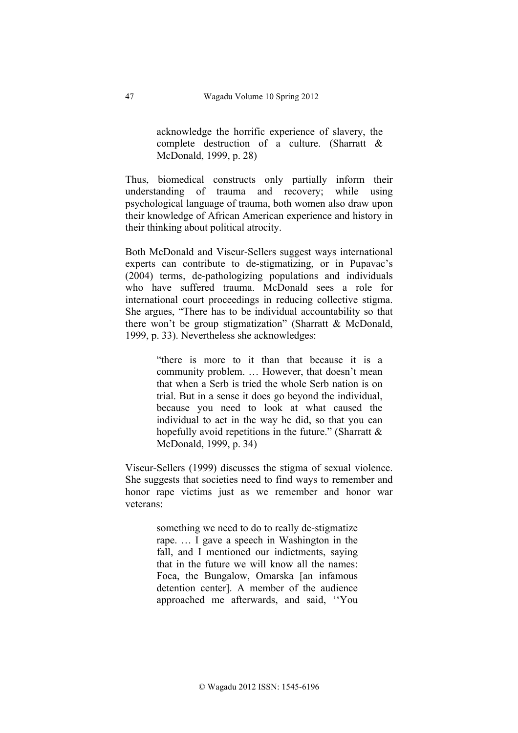> acknowledge the horrific experience of slavery, the complete destruction of a culture. (Sharratt & McDonald, 1999, p. 28)

Thus, biomedical constructs only partially inform their understanding of trauma and recovery; while using psychological language of trauma, both women also draw upon their knowledge of African American experience and history in their thinking about political atrocity.

Both McDonald and Viseur-Sellers suggest ways international experts can contribute to de-stigmatizing, or in Pupavac's (2004) terms, de-pathologizing populations and individuals who have suffered trauma. McDonald sees a role for international court proceedings in reducing collective stigma. She argues, "There has to be individual accountability so that there won't be group stigmatization" (Sharratt & McDonald, 1999, p. 33). Nevertheless she acknowledges:

> "there is more to it than that because it is a community problem. … However, that doesn't mean that when a Serb is tried the whole Serb nation is on trial. But in a sense it does go beyond the individual, because you need to look at what caused the individual to act in the way he did, so that you can hopefully avoid repetitions in the future." (Sharratt & McDonald, 1999, p. 34)

Viseur-Sellers (1999) discusses the stigma of sexual violence. She suggests that societies need to find ways to remember and honor rape victims just as we remember and honor war veterans:

> something we need to do to really de-stigmatize rape. … I gave a speech in Washington in the fall, and I mentioned our indictments, saying that in the future we will know all the names: Foca, the Bungalow, Omarska [an infamous detention center]. A member of the audience approached me afterwards, and said, ''You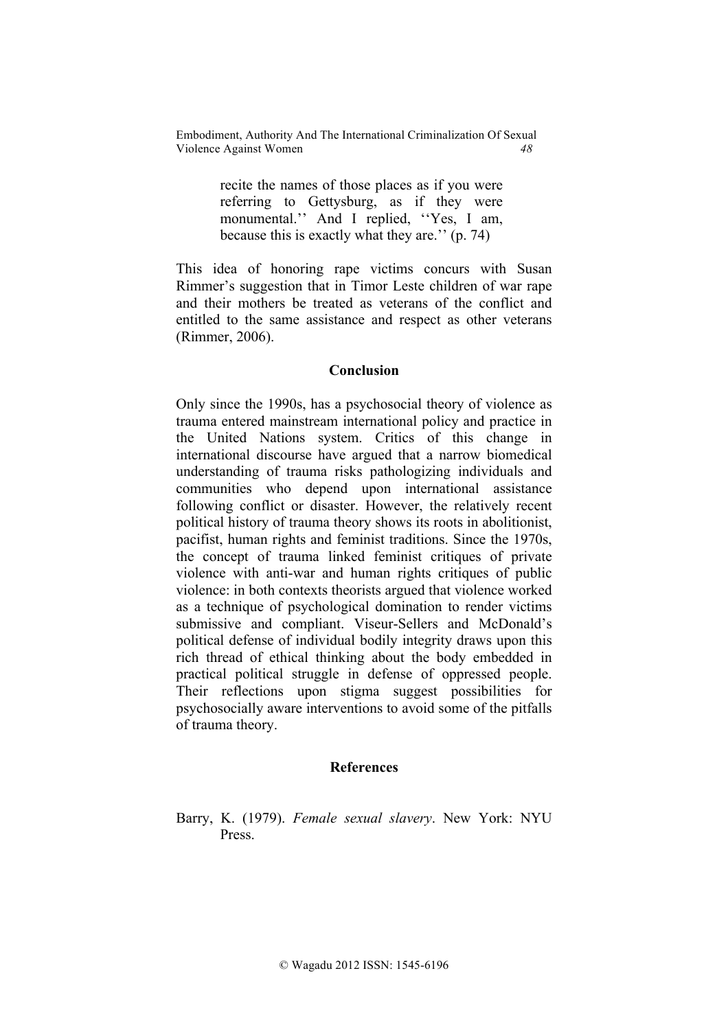> recite the names of those places as if you were referring to Gettysburg, as if they were monumental.'' And I replied, ''Yes, I am, because this is exactly what they are.'' (p. 74)

This idea of honoring rape victims concurs with Susan Rimmer's suggestion that in Timor Leste children of war rape and their mothers be treated as veterans of the conflict and entitled to the same assistance and respect as other veterans (Rimmer, 2006).

## Conclusion

Only since the 1990s, has a psychosocial theory of violence as trauma entered mainstream international policy and practice in the United Nations system. Critics of this change in international discourse have argued that a narrow biomedical understanding of trauma risks pathologizing individuals and communities who depend upon international assistance following conflict or disaster. However, the relatively recent political history of trauma theory shows its roots in abolitionist, pacifist, human rights and feminist traditions. Since the 1970s, the concept of trauma linked feminist critiques of private violence with anti-war and human rights critiques of public violence: in both contexts theorists argued that violence worked as a technique of psychological domination to render victims submissive and compliant. Viseur-Sellers and McDonald's political defense of individual bodily integrity draws upon this rich thread of ethical thinking about the body embedded in practical political struggle in defense of oppressed people. Their reflections upon stigma suggest possibilities for psychosocially aware interventions to avoid some of the pitfalls of trauma theory.

## References

Barry, K. (1979). *Female sexual slavery*. New York: NYU Press.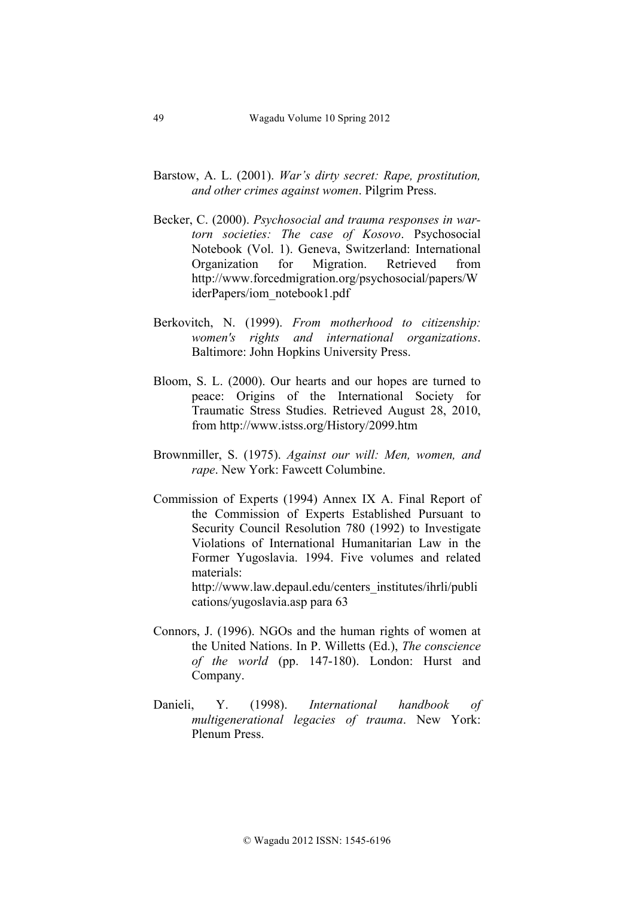Barstow, A. L. (2001). *War's dirty secret: Rape, prostitution, and other crimes against women*. Pilgrim Press.

Becker, C. (2000). *Psychosocial and trauma responses in war-torn societies: The case of Kosovo*. Psychosocial Notebook (Vol. 1). Geneva, Switzerland: International Organization for Migration. Retrieved from http://www.forcedmigration.org/psychosocial/papers/WiderPapers/iom_notebook1.pdf

Berkovitch, N. (1999). *From motherhood to citizenship: women's rights and international organizations*. Baltimore: John Hopkins University Press.

Bloom, S. L. (2000). Our hearts and our hopes are turned to peace: Origins of the International Society for Traumatic Stress Studies. Retrieved August 28, 2010, from http://www.istss.org/History/2099.htm

Brownmiller, S. (1975). *Against our will: Men, women, and rape*. New York: Fawcett Columbine.

Commission of Experts (1994) Annex IX A. Final Report of the Commission of Experts Established Pursuant to Security Council Resolution 780 (1992) to Investigate Violations of International Humanitarian Law in the Former Yugoslavia. 1994. Five volumes and related materials: http://www.law.depaul.edu/centers_institutes/ihrli/publications/yugoslavia.asp para 63

Connors, J. (1996). NGOs and the human rights of women at the United Nations. In P. Willetts (Ed.), *The conscience of the world* (pp. 147-180). London: Hurst and Company.

Danieli, Y. (1998). *International handbook of multigenerational legacies of trauma*. New York: Plenum Press.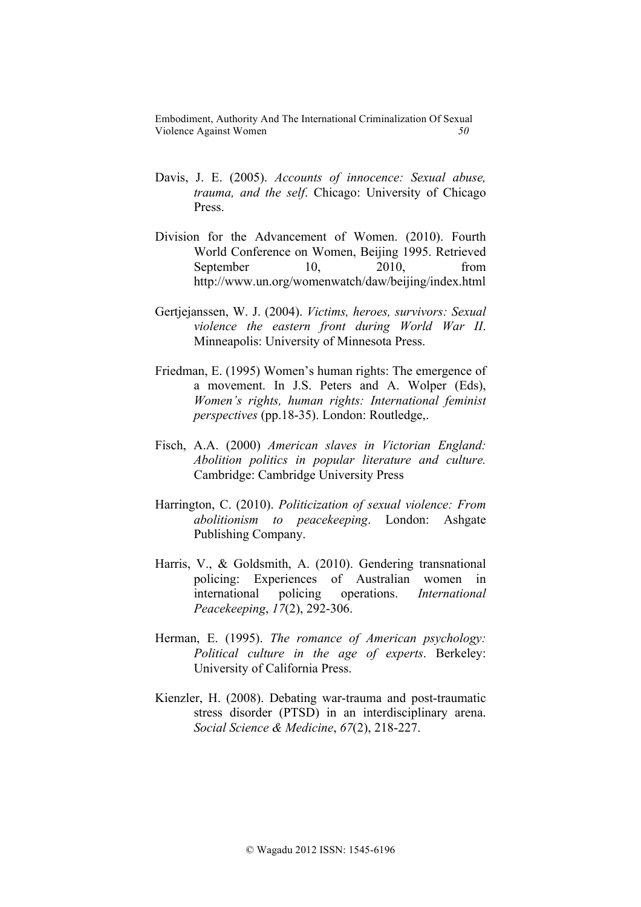Davis, J. E. (2005). *Accounts of innocence: Sexual abuse, trauma, and the self*. Chicago: University of Chicago Press.

Division for the Advancement of Women. (2010). Fourth World Conference on Women, Beijing 1995. Retrieved September 10, 2010, from http://www.un.org/womenwatch/daw/beijing/index.html

Gertjejanssen, W. J. (2004). *Victims, heroes, survivors: Sexual violence the eastern front during World War II*. Minneapolis: University of Minnesota Press.

Friedman, E. (1995) Women's human rights: The emergence of a movement. In J.S. Peters and A. Wolper (Eds), *Women's rights, human rights: International feminist perspectives* (pp.18-35). London: Routledge,.

Fisch, A.A. (2000) *American slaves in Victorian England: Abolition politics in popular literature and culture.* Cambridge: Cambridge University Press

Harrington, C. (2010). *Politicization of sexual violence: From abolitionism to peacekeeping*. London: Ashgate Publishing Company.

Harris, V., & Goldsmith, A. (2010). Gendering transnational policing: Experiences of Australian women in international policing operations. *International Peacekeeping*, *17*(2), 292-306.

Herman, E. (1995). *The romance of American psychology: Political culture in the age of experts*. Berkeley: University of California Press.

Kienzler, H. (2008). Debating war-trauma and post-traumatic stress disorder (PTSD) in an interdisciplinary arena. *Social Science & Medicine*, *67*(2), 218-227.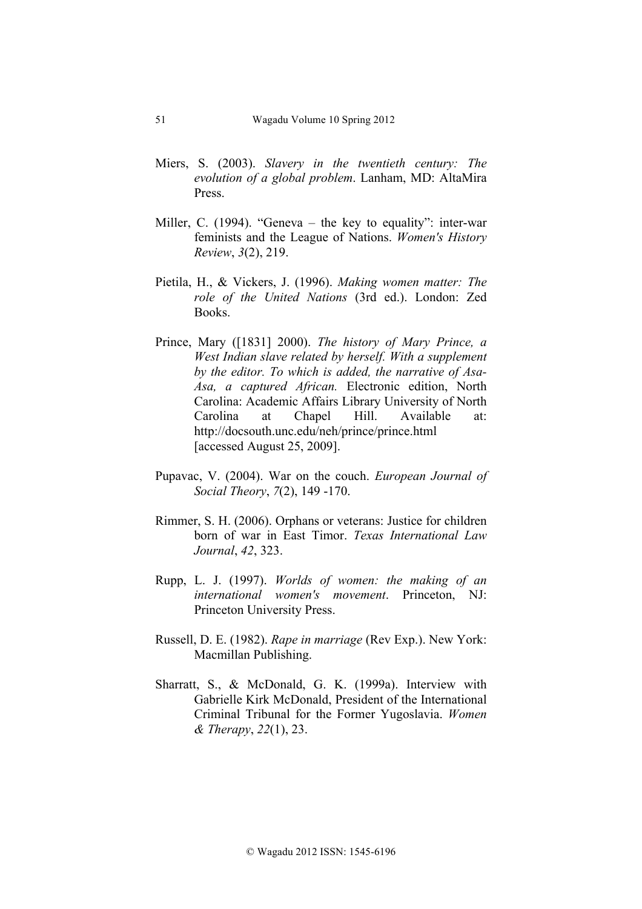Miers, S. (2003). *Slavery in the twentieth century: The evolution of a global problem*. Lanham, MD: AltaMira Press.

Miller, C. (1994). "Geneva – the key to equality": inter-war feminists and the League of Nations. *Women's History Review*, *3*(2), 219.

Pietila, H., & Vickers, J. (1996). *Making women matter: The role of the United Nations* (3rd ed.). London: Zed Books.

Prince, Mary ([1831] 2000). *The history of Mary Prince, a West Indian slave related by herself. With a supplement by the editor. To which is added, the narrative of Asa-Asa, a captured African.* Electronic edition, North Carolina: Academic Affairs Library University of North Carolina at Chapel Hill. Available at: http://docsouth.unc.edu/neh/prince/prince.html [accessed August 25, 2009].

Pupavac, V. (2004). War on the couch. *European Journal of Social Theory*, *7*(2), 149 -170.

Rimmer, S. H. (2006). Orphans or veterans: Justice for children born of war in East Timor. *Texas International Law Journal*, *42*, 323.

Rupp, L. J. (1997). *Worlds of women: the making of an international women's movement*. Princeton, NJ: Princeton University Press.

Russell, D. E. (1982). *Rape in marriage* (Rev Exp.). New York: Macmillan Publishing.

Sharratt, S., & McDonald, G. K. (1999a). Interview with Gabrielle Kirk McDonald, President of the International Criminal Tribunal for the Former Yugoslavia. *Women & Therapy*, *22*(1), 23.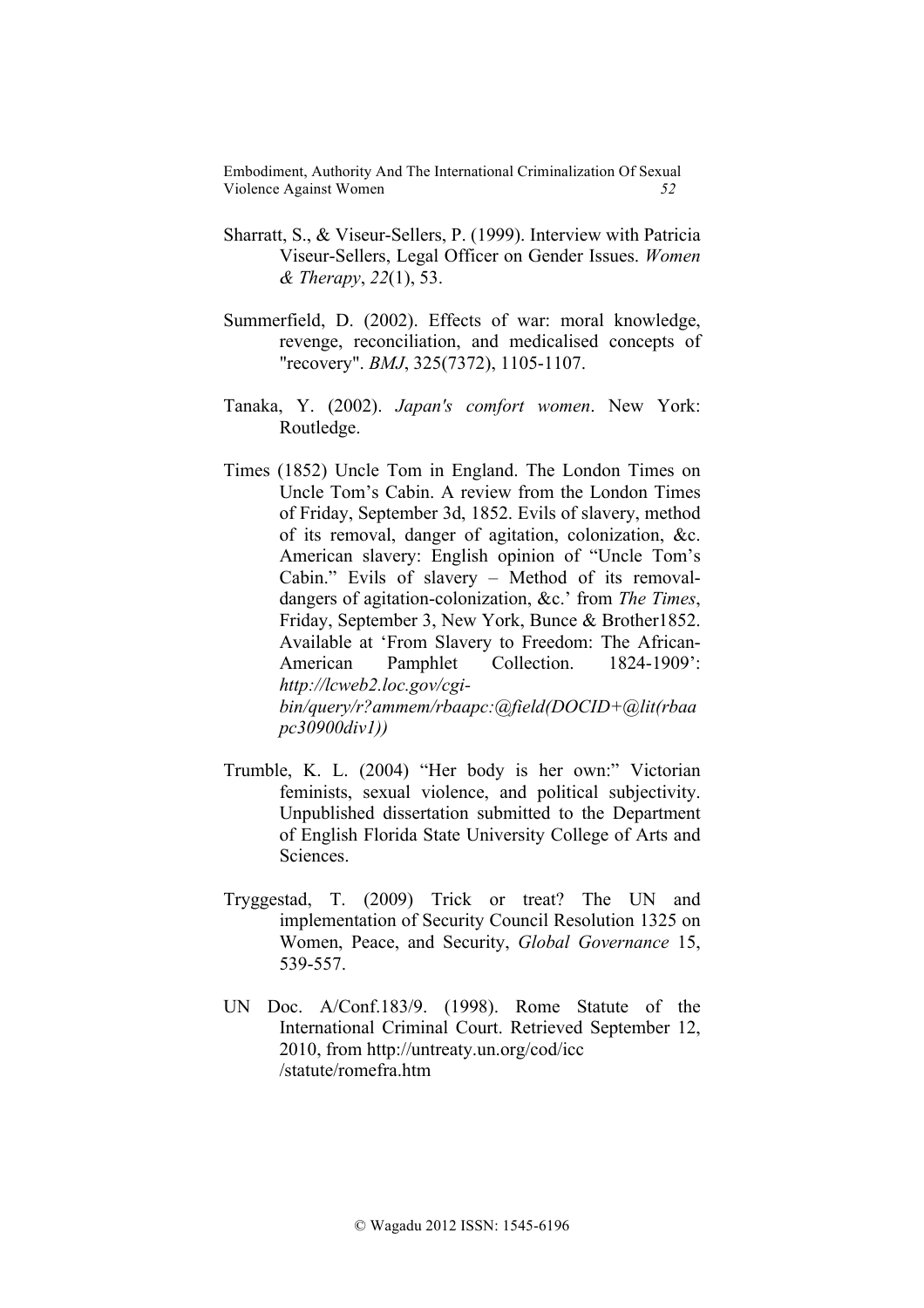Sharratt, S., & Viseur-Sellers, P. (1999). Interview with Patricia Viseur-Sellers, Legal Officer on Gender Issues. *Women & Therapy*, *22*(1), 53.

Summerfield, D. (2002). Effects of war: moral knowledge, revenge, reconciliation, and medicalised concepts of "recovery". *BMJ*, 325(7372), 1105-1107.

Tanaka, Y. (2002). *Japan's comfort women*. New York: Routledge.

Times (1852) Uncle Tom in England. The London Times on Uncle Tom's Cabin. A review from the London Times of Friday, September 3d, 1852. Evils of slavery, method of its removal, danger of agitation, colonization, &c. American slavery: English opinion of "Uncle Tom's Cabin." Evils of slavery – Method of its removal-dangers of agitation-colonization, &c.' from *The Times*, Friday, September 3, New York, Bunce & Brother1852. Available at 'From Slavery to Freedom: The African-American Pamphlet Collection. 1824-1909': *http://lcweb2.loc.gov/cgi-bin/query/r?ammem/rbaapc:@field(DOCID+@lit(rbaapc30900div1))*

Trumble, K. L. (2004) "Her body is her own:" Victorian feminists, sexual violence, and political subjectivity. Unpublished dissertation submitted to the Department of English Florida State University College of Arts and Sciences.

Tryggestad, T. (2009) Trick or treat? The UN and implementation of Security Council Resolution 1325 on Women, Peace, and Security, *Global Governance* 15, 539-557.

UN Doc. A/Conf.183/9. (1998). Rome Statute of the International Criminal Court. Retrieved September 12, 2010, from http://untreaty.un.org/cod/icc /statute/romefra.htm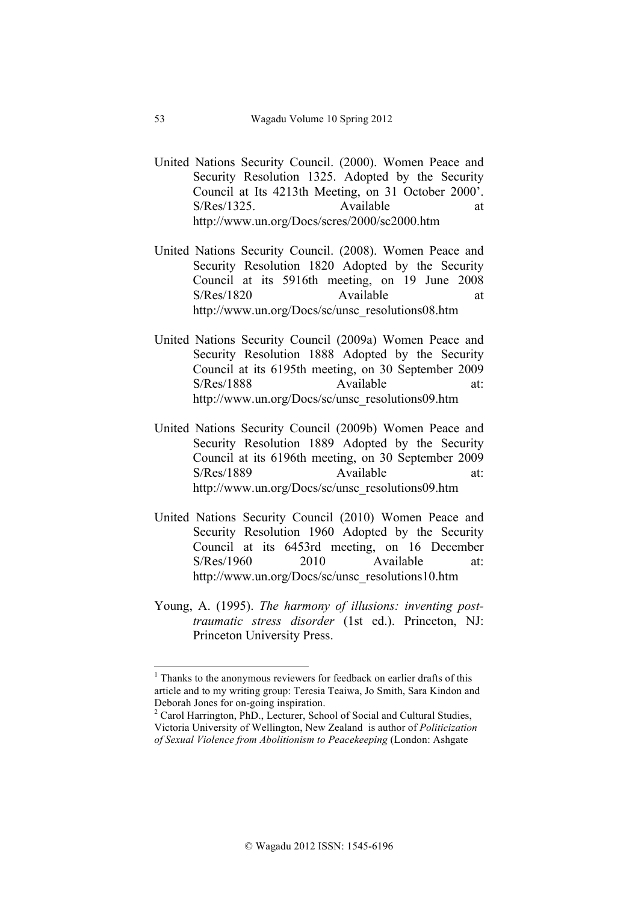United Nations Security Council. (2000). Women Peace and Security Resolution 1325. Adopted by the Security Council at Its 4213th Meeting, on 31 October 2000'. S/Res/1325. Available at http://www.un.org/Docs/scres/2000/sc2000.htm

United Nations Security Council. (2008). Women Peace and Security Resolution 1820 Adopted by the Security Council at its 5916th meeting, on 19 June 2008 S/Res/1820 Available at http://www.un.org/Docs/sc/unsc_resolutions08.htm

United Nations Security Council (2009a) Women Peace and Security Resolution 1888 Adopted by the Security Council at its 6195th meeting, on 30 September 2009 S/Res/1888 Available at: http://www.un.org/Docs/sc/unsc_resolutions09.htm

United Nations Security Council (2009b) Women Peace and Security Resolution 1889 Adopted by the Security Council at its 6196th meeting, on 30 September 2009 S/Res/1889 Available at: http://www.un.org/Docs/sc/unsc_resolutions09.htm

United Nations Security Council (2010) Women Peace and Security Resolution 1960 Adopted by the Security Council at its 6453rd meeting, on 16 December S/Res/1960 2010 Available at: http://www.un.org/Docs/sc/unsc_resolutions10.htm

Young, A. (1995). *The harmony of illusions: inventing post-traumatic stress disorder* (1st ed.). Princeton, NJ: Princeton University Press.

---

[1] Thanks to the anonymous reviewers for feedback on earlier drafts of this article and to my writing group: Teresia Teaiwa, Jo Smith, Sara Kindon and Deborah Jones for on-going inspiration.

[2] Carol Harrington, PhD., Lecturer, School of Social and Cultural Studies, Victoria University of Wellington, New Zealand is author of *Politicization of Sexual Violence from Abolitionism to Peacekeeping* (London: Ashgate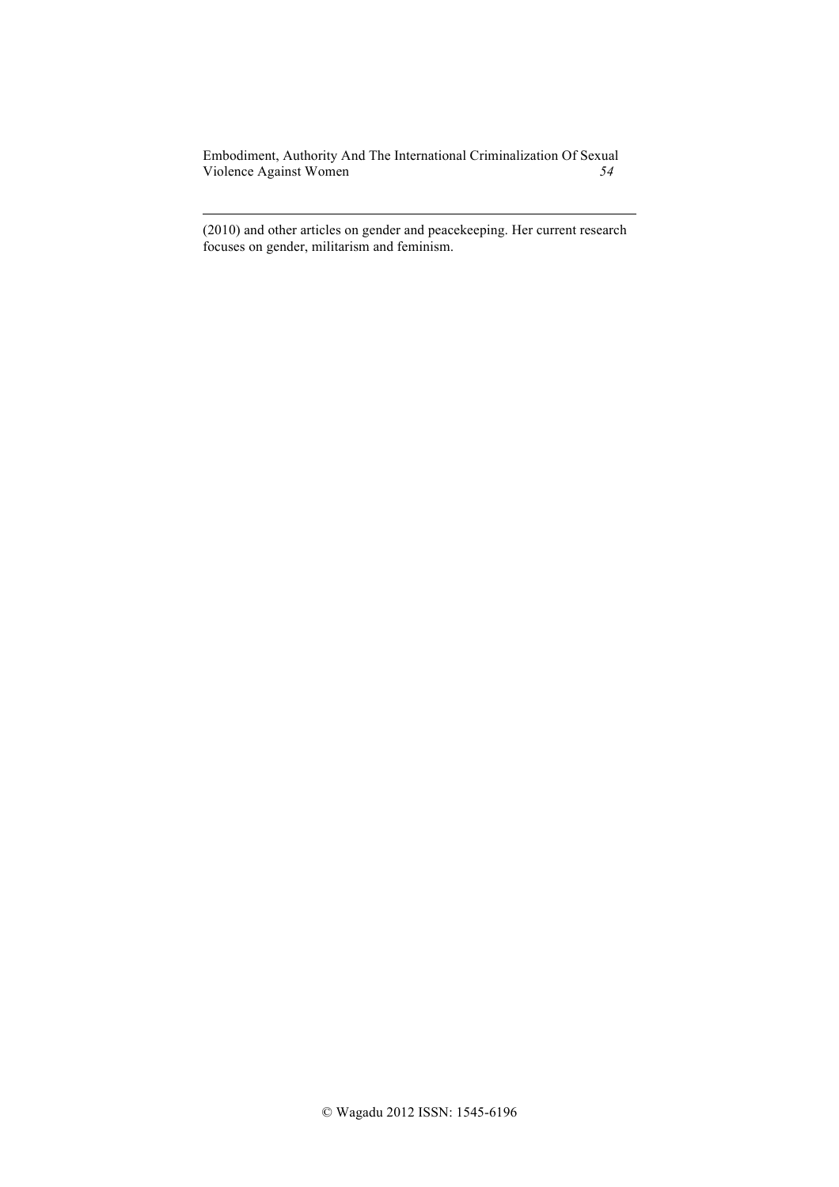(2010) and other articles on gender and peacekeeping. Her current research focuses on gender, militarism and feminism.